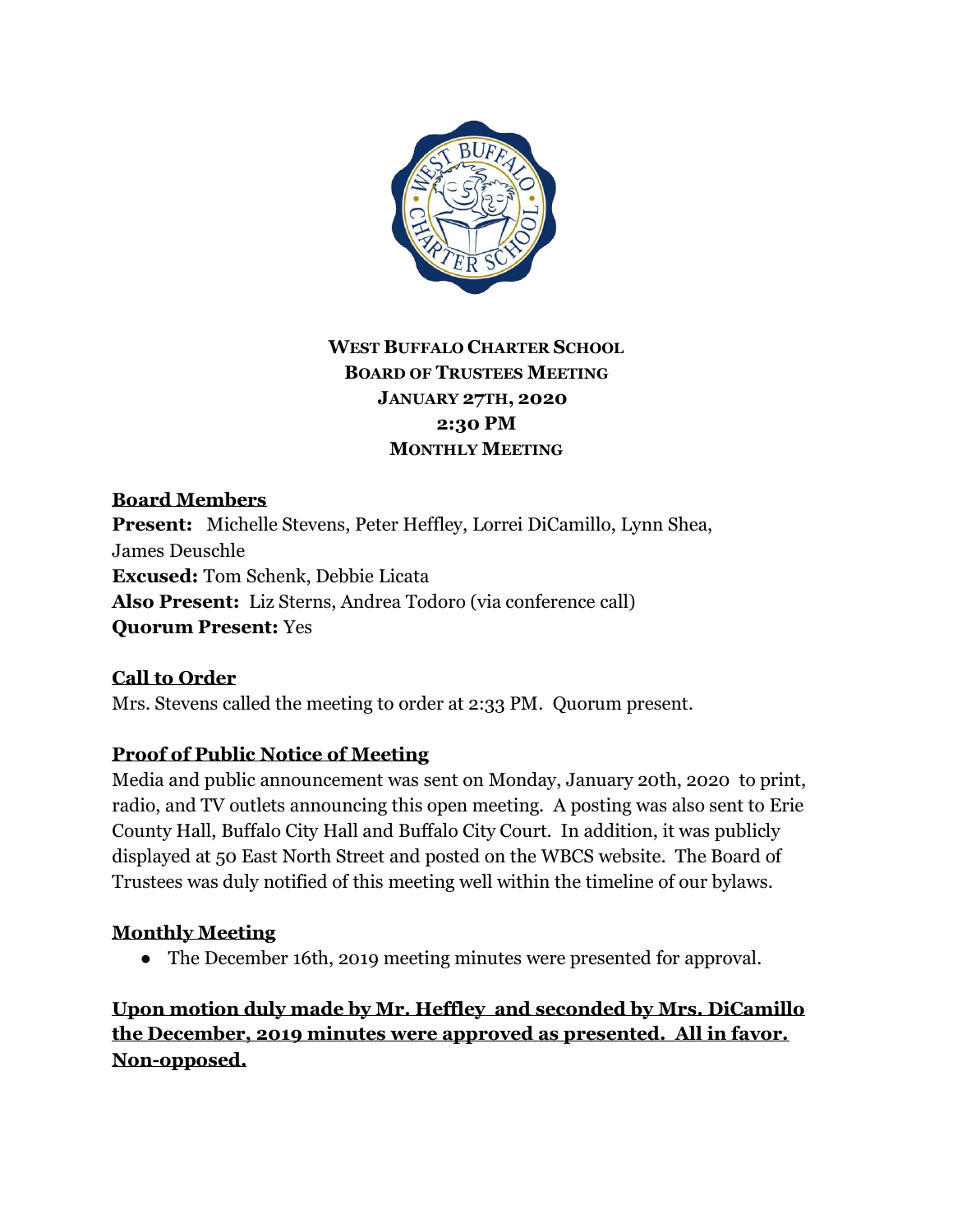**WEST BUFFALO CHARTER SCHOOL**
**BOARD OF TRUSTEES MEETING**
**JANUARY 27TH, 2020**
**2:30 PM**
**MONTHLY MEETING**

## Board Members

**Present:** Michelle Stevens, Peter Heffley, Lorrei DiCamillo, Lynn Shea, James Deuschle
**Excused:** Tom Schenk, Debbie Licata
**Also Present:** Liz Sterns, Andrea Todoro (via conference call)
**Quorum Present:** Yes

## Call to Order

Mrs. Stevens called the meeting to order at 2:33 PM. Quorum present.

## Proof of Public Notice of Meeting

Media and public announcement was sent on Monday, January 20th, 2020 to print, radio, and TV outlets announcing this open meeting. A posting was also sent to Erie County Hall, Buffalo City Hall and Buffalo City Court. In addition, it was publicly displayed at 50 East North Street and posted on the WBCS website. The Board of Trustees was duly notified of this meeting well within the timeline of our bylaws.

## Monthly Meeting

- The December 16th, 2019 meeting minutes were presented for approval.

**Upon motion duly made by Mr. Heffley and seconded by Mrs. DiCamillo the December, 2019 minutes were approved as presented. All in favor. Non-opposed.**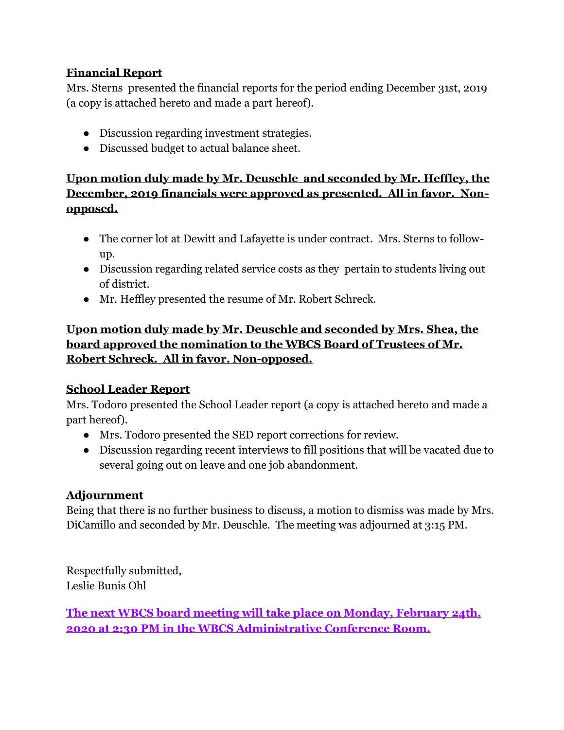**Financial Report**

Mrs. Sterns presented the financial reports for the period ending December 31st, 2019 (a copy is attached hereto and made a part hereof).

- Discussion regarding investment strategies.
- Discussed budget to actual balance sheet.

**Upon motion duly made by Mr. Deuschle and seconded by Mr. Heffley, the December, 2019 financials were approved as presented. All in favor. Non-opposed.**

- The corner lot at Dewitt and Lafayette is under contract. Mrs. Sterns to follow-up.
- Discussion regarding related service costs as they pertain to students living out of district.
- Mr. Heffley presented the resume of Mr. Robert Schreck.

**Upon motion duly made by Mr. Deuschle and seconded by Mrs. Shea, the board approved the nomination to the WBCS Board of Trustees of Mr. Robert Schreck. All in favor. Non-opposed.**

**School Leader Report**

Mrs. Todoro presented the School Leader report (a copy is attached hereto and made a part hereof).

- Mrs. Todoro presented the SED report corrections for review.
- Discussion regarding recent interviews to fill positions that will be vacated due to several going out on leave and one job abandonment.

**Adjournment**

Being that there is no further business to discuss, a motion to dismiss was made by Mrs. DiCamillo and seconded by Mr. Deuschle. The meeting was adjourned at 3:15 PM.

Respectfully submitted,
Leslie Bunis Ohl

**The next WBCS board meeting will take place on Monday, February 24th, 2020 at 2:30 PM in the WBCS Administrative Conference Room.**